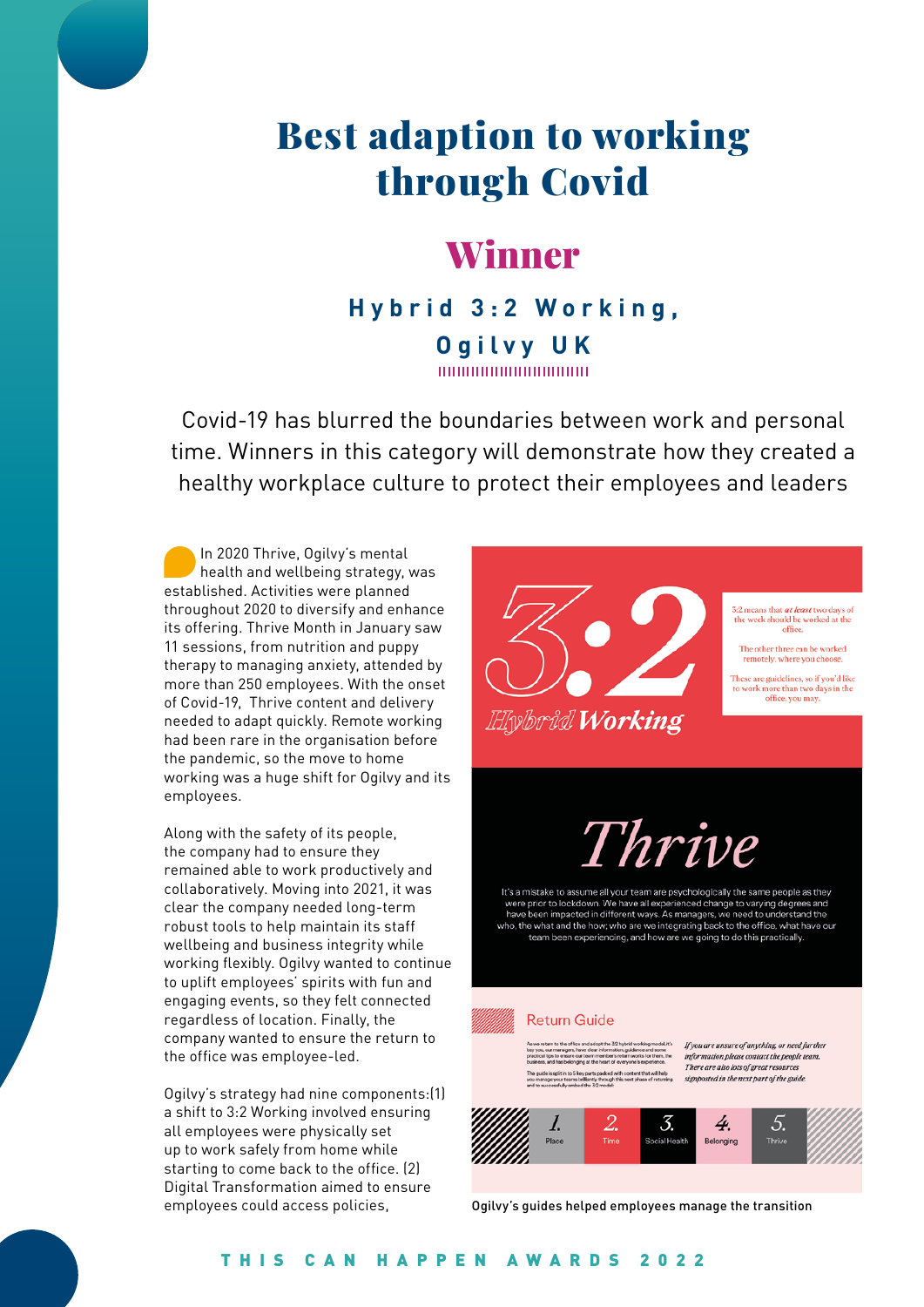# Best adaption to working through Covid

## Winner

### Hybrid 3:2 Working, Ogilvy UK

Covid-19 has blurred the boundaries between work and personal time. Winners in this category will demonstrate how they created a healthy workplace culture to protect their employees and leaders

In 2020 Thrive, Ogilvy's mental health and wellbeing strategy, was established. Activities were planned throughout 2020 to diversify and enhance its offering. Thrive Month in January saw 11 sessions, from nutrition and puppy therapy to managing anxiety, attended by more than 250 employees. With the onset of Covid-19, Thrive content and delivery needed to adapt quickly. Remote working had been rare in the organisation before the pandemic, so the move to home working was a huge shift for Ogilvy and its employees.

Along with the safety of its people, the company had to ensure they remained able to work productively and collaboratively. Moving into 2021, it was clear the company needed long-term robust tools to help maintain its staff wellbeing and business integrity while working flexibly. Ogilvy wanted to continue to uplift employees' spirits with fun and engaging events, so they felt connected regardless of location. Finally, the company wanted to ensure the return to the office was employee-led.

Ogilvy's strategy had nine components:(1) a shift to 3:2 Working involved ensuring all employees were physically set up to work safely from home while starting to come back to the office. (2) Digital Transformation aimed to ensure employees could access policies,

3:2 Hybrid Working

3:2 means that *at least* two days of the week should be worked at the office.

The other three can be worked remotely, where you choose.

These are guidelines, so if you'd like to work more than two days in the office, you may.

Thrive

It's a mistake to assume all your team are psychologically the same people as they were prior to lockdown. We have all experienced change to varying degrees and have been impacted in different ways. As managers, we need to understand the who, the what and the how; who are we integrating back to the office, what have our team been experiencing, and how are we going to do this practically.

Return Guide

*If you are unsure of anything, or need further information please contact the people team. There are also lots of great resources signposted in the next part of the guide.*

1. Place 2. Time 3. Social Health 4. Belonging 5. Thrive

Ogilvy's guides helped employees manage the transition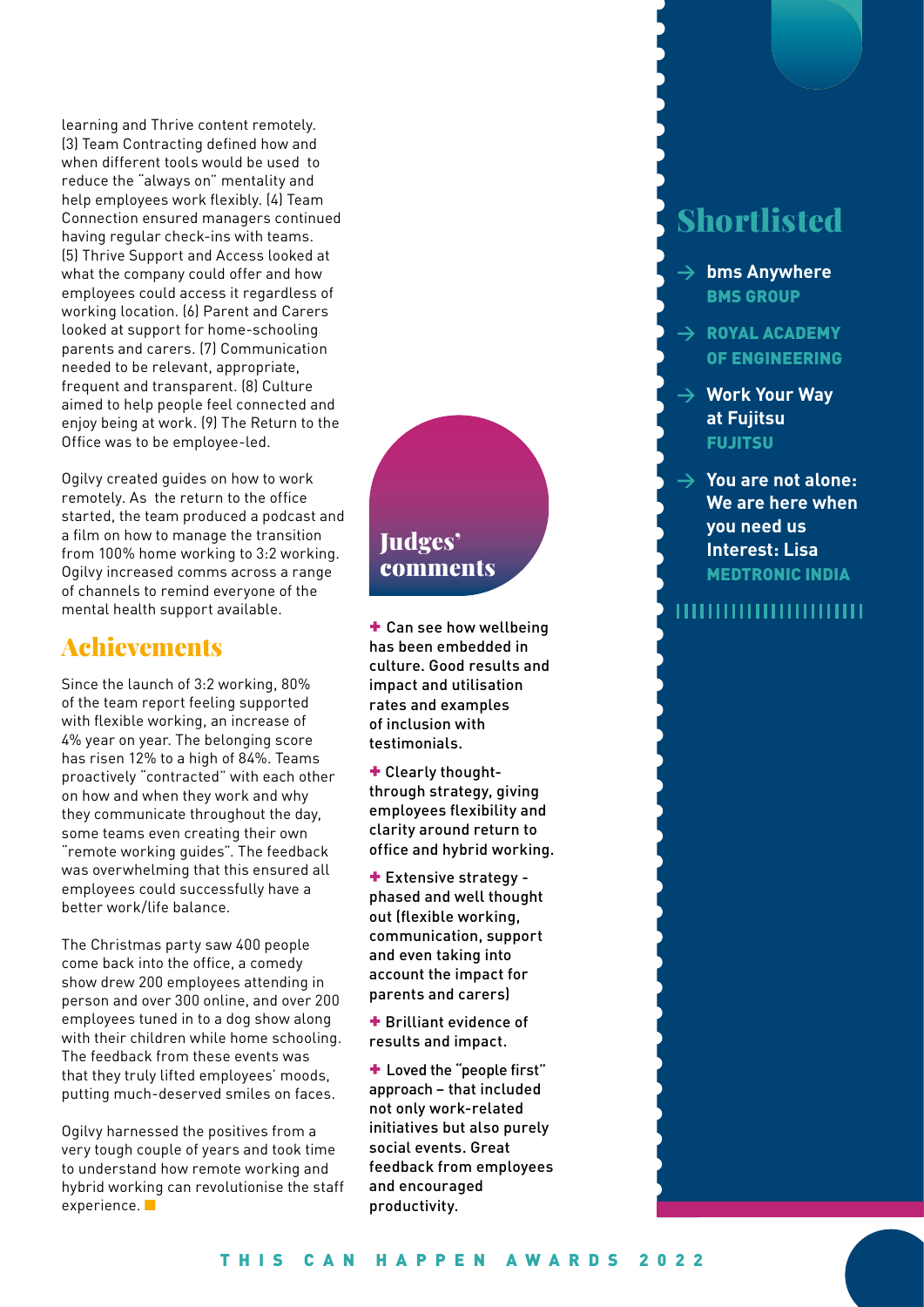learning and Thrive content remotely. (3) Team Contracting defined how and when different tools would be used to reduce the "always on" mentality and help employees work flexibly. (4) Team Connection ensured managers continued having regular check-ins with teams. (5) Thrive Support and Access looked at what the company could offer and how employees could access it regardless of working location. (6) Parent and Carers looked at support for home-schooling parents and carers. (7) Communication needed to be relevant, appropriate, frequent and transparent. (8) Culture aimed to help people feel connected and enjoy being at work. (9) The Return to the Office was to be employee-led.

Ogilvy created guides on how to work remotely. As the return to the office started, the team produced a podcast and a film on how to manage the transition from 100% home working to 3:2 working. Ogilvy increased comms across a range of channels to remind everyone of the mental health support available.

## Achievements

Since the launch of 3:2 working, 80% of the team report feeling supported with flexible working, an increase of 4% year on year. The belonging score has risen 12% to a high of 84%. Teams proactively "contracted" with each other on how and when they work and why they communicate throughout the day, some teams even creating their own "remote working guides". The feedback was overwhelming that this ensured all employees could successfully have a better work/life balance.

The Christmas party saw 400 people come back into the office, a comedy show drew 200 employees attending in person and over 300 online, and over 200 employees tuned in to a dog show along with their children while home schooling. The feedback from these events was that they truly lifted employees' moods, putting much-deserved smiles on faces.

Ogilvy harnessed the positives from a very tough couple of years and took time to understand how remote working and hybrid working can revolutionise the staff experience.

## Judges' comments

- Can see how wellbeing has been embedded in culture. Good results and impact and utilisation rates and examples of inclusion with testimonials.
- Clearly thought-through strategy, giving employees flexibility and clarity around return to office and hybrid working.
- Extensive strategy - phased and well thought out (flexible working, communication, support and even taking into account the impact for parents and carers)
- Brilliant evidence of results and impact.
- Loved the "people first" approach – that included not only work-related initiatives but also purely social events. Great feedback from employees and encouraged productivity.

## Shortlisted

- **bms Anywhere**
  BMS GROUP
- ROYAL ACADEMY OF ENGINEERING
- **Work Your Way at Fujitsu**
  FUJITSU
- **You are not alone: We are here when you need us Interest: Lisa**
  MEDTRONIC INDIA